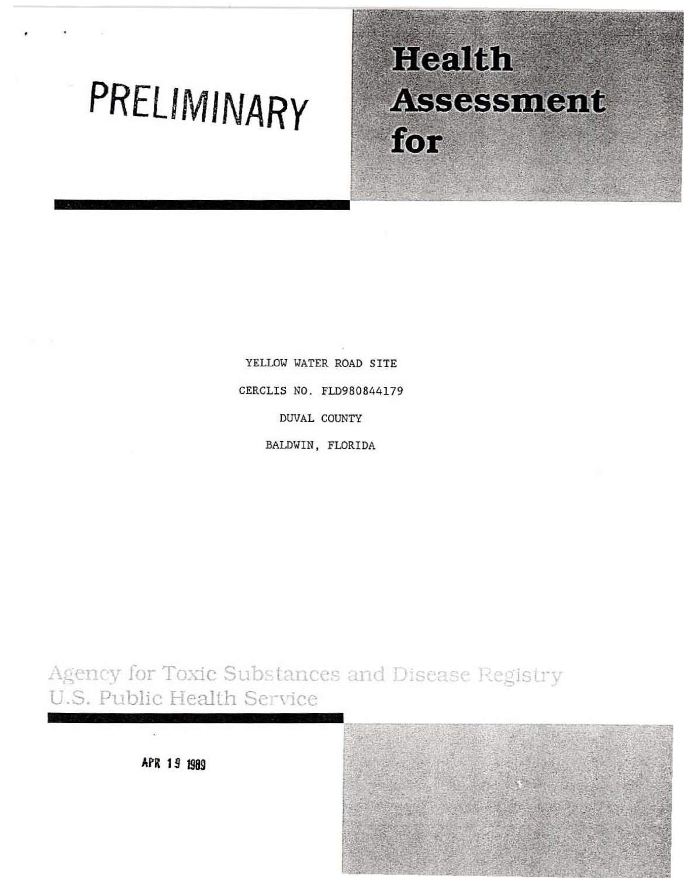# PRELIMINARY

# Health Assessment for

YELLOW WATER ROAD SITE

CERCLIS NO. FLD980844179

DUVAL COUNTY

BALDWIN, FLORIDA

Agency for Toxic Substances and Disease Registry
U.S. Public Health Service

APR 19 1989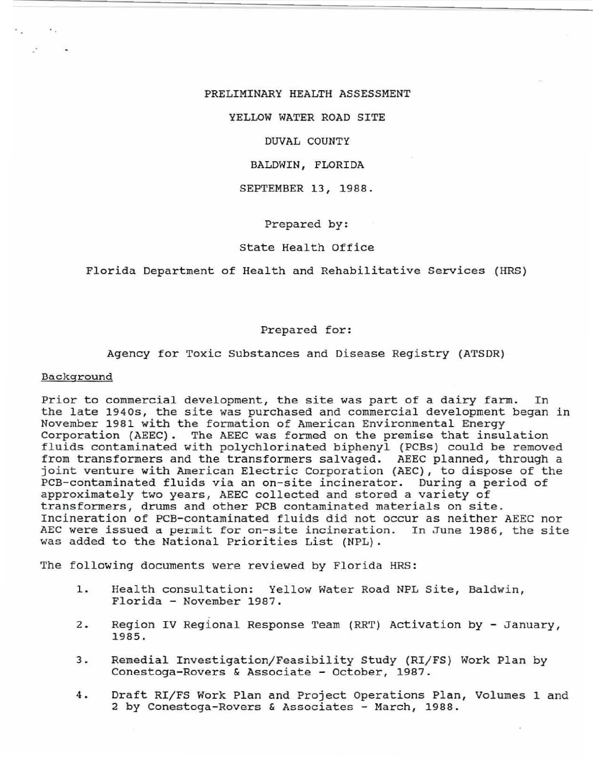PRELIMINARY HEALTH ASSESSMENT

YELLOW WATER ROAD SITE

DUVAL COUNTY

BALDWIN, FLORIDA

SEPTEMBER 13, 1988.

Prepared by:

State Health Office

Florida Department of Health and Rehabilitative Services (HRS)

Prepared for:

Agency for Toxic Substances and Disease Registry (ATSDR)

## Background

Prior to commercial development, the site was part of a dairy farm. In the late 1940s, the site was purchased and commercial development began in November 1981 with the formation of American Environmental Energy Corporation (AEEC). The AEEC was formed on the premise that insulation fluids contaminated with polychlorinated biphenyl (PCBs) could be removed from transformers and the transformers salvaged. AEEC planned, through a joint venture with American Electric Corporation (AEC), to dispose of the PCB-contaminated fluids via an on-site incinerator. During a period of approximately two years, AEEC collected and stored a variety of transformers, drums and other PCB contaminated materials on site. Incineration of PCB-contaminated fluids did not occur as neither AEEC nor AEC were issued a permit for on-site incineration. In June 1986, the site was added to the National Priorities List (NPL).

The following documents were reviewed by Florida HRS:

1. Health consultation: Yellow Water Road NPL Site, Baldwin, Florida - November 1987.
2. Region IV Regional Response Team (RRT) Activation by - January, 1985.
3. Remedial Investigation/Feasibility Study (RI/FS) Work Plan by Conestoga-Rovers & Associate - October, 1987.
4. Draft RI/FS Work Plan and Project Operations Plan, Volumes 1 and 2 by Conestoga-Rovers & Associates - March, 1988.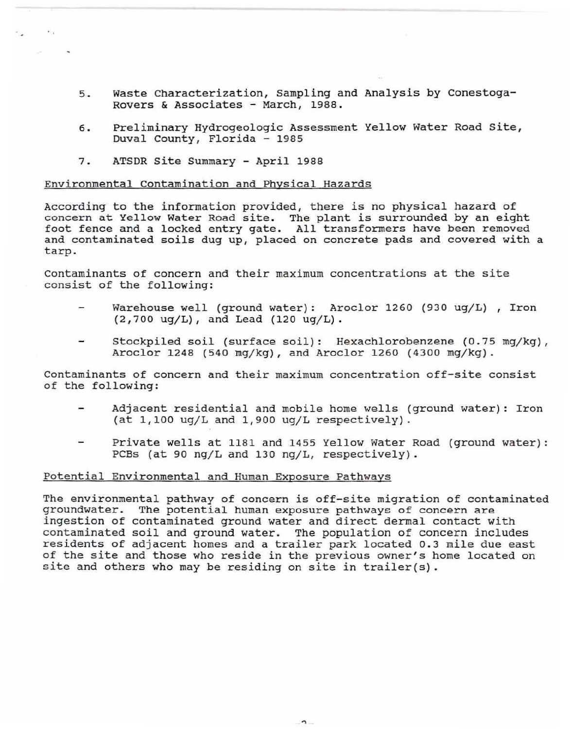5. Waste Characterization, Sampling and Analysis by Conestoga-Rovers & Associates - March, 1988.

6. Preliminary Hydrogeologic Assessment Yellow Water Road Site, Duval County, Florida - 1985

7. ATSDR Site Summary - April 1988

Environmental Contamination and Physical Hazards

According to the information provided, there is no physical hazard of concern at Yellow Water Road site. The plant is surrounded by an eight foot fence and a locked entry gate. All transformers have been removed and contaminated soils dug up, placed on concrete pads and covered with a tarp.

Contaminants of concern and their maximum concentrations at the site consist of the following:

- Warehouse well (ground water): Aroclor 1260 (930 ug/L), Iron (2,700 ug/L), and Lead (120 ug/L).

- Stockpiled soil (surface soil): Hexachlorobenzene (0.75 mg/kg), Aroclor 1248 (540 mg/kg), and Aroclor 1260 (4300 mg/kg).

Contaminants of concern and their maximum concentration off-site consist of the following:

- Adjacent residential and mobile home wells (ground water): Iron (at 1,100 ug/L and 1,900 ug/L respectively).

- Private wells at 1181 and 1455 Yellow Water Road (ground water): PCBs (at 90 ng/L and 130 ng/L, respectively).

Potential Environmental and Human Exposure Pathways

The environmental pathway of concern is off-site migration of contaminated groundwater. The potential human exposure pathways of concern are ingestion of contaminated ground water and direct dermal contact with contaminated soil and ground water. The population of concern includes residents of adjacent homes and a trailer park located 0.3 mile due east of the site and those who reside in the previous owner's home located on site and others who may be residing on site in trailer(s).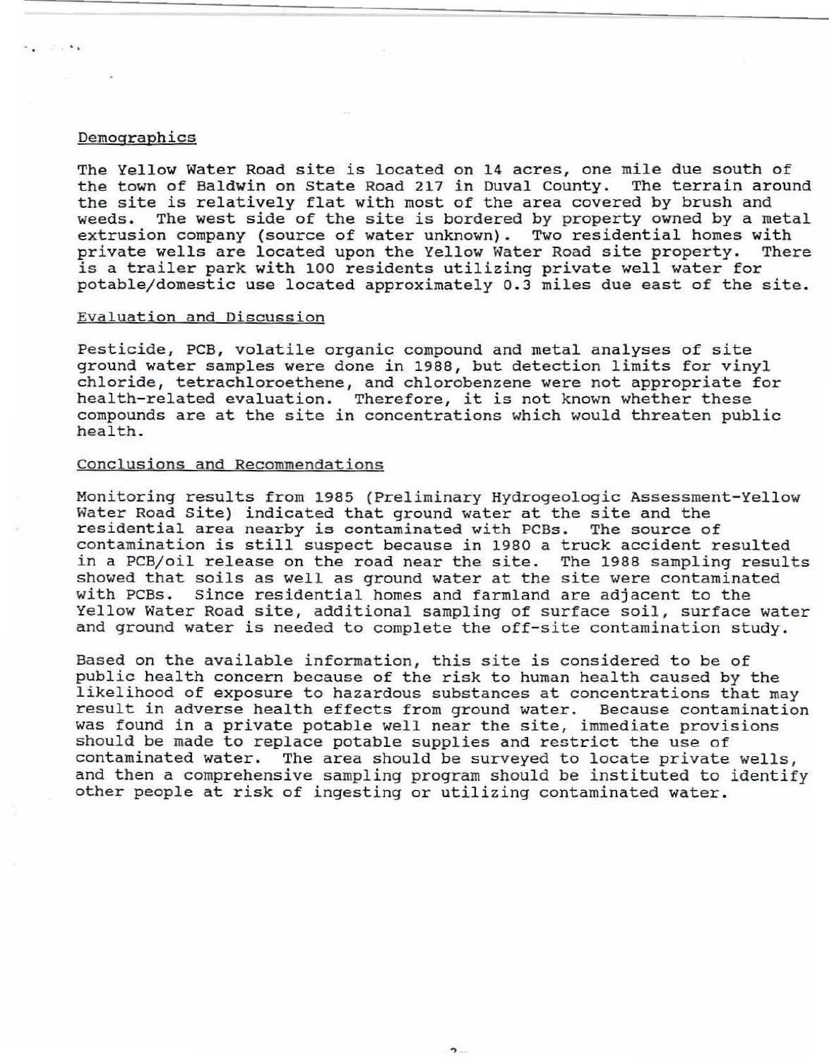## Demographics

The Yellow Water Road site is located on 14 acres, one mile due south of the town of Baldwin on State Road 217 in Duval County. The terrain around the site is relatively flat with most of the area covered by brush and weeds. The west side of the site is bordered by property owned by a metal extrusion company (source of water unknown). Two residential homes with private wells are located upon the Yellow Water Road site property. There is a trailer park with 100 residents utilizing private well water for potable/domestic use located approximately 0.3 miles due east of the site.

## Evaluation and Discussion

Pesticide, PCB, volatile organic compound and metal analyses of site ground water samples were done in 1988, but detection limits for vinyl chloride, tetrachloroethene, and chlorobenzene were not appropriate for health-related evaluation. Therefore, it is not known whether these compounds are at the site in concentrations which would threaten public health.

## Conclusions and Recommendations

Monitoring results from 1985 (Preliminary Hydrogeologic Assessment-Yellow Water Road Site) indicated that ground water at the site and the residential area nearby is contaminated with PCBs. The source of contamination is still suspect because in 1980 a truck accident resulted in a PCB/oil release on the road near the site. The 1988 sampling results showed that soils as well as ground water at the site were contaminated with PCBs. Since residential homes and farmland are adjacent to the Yellow Water Road site, additional sampling of surface soil, surface water and ground water is needed to complete the off-site contamination study.

Based on the available information, this site is considered to be of public health concern because of the risk to human health caused by the likelihood of exposure to hazardous substances at concentrations that may result in adverse health effects from ground water. Because contamination was found in a private potable well near the site, immediate provisions should be made to replace potable supplies and restrict the use of contaminated water. The area should be surveyed to locate private wells, and then a comprehensive sampling program should be instituted to identify other people at risk of ingesting or utilizing contaminated water.